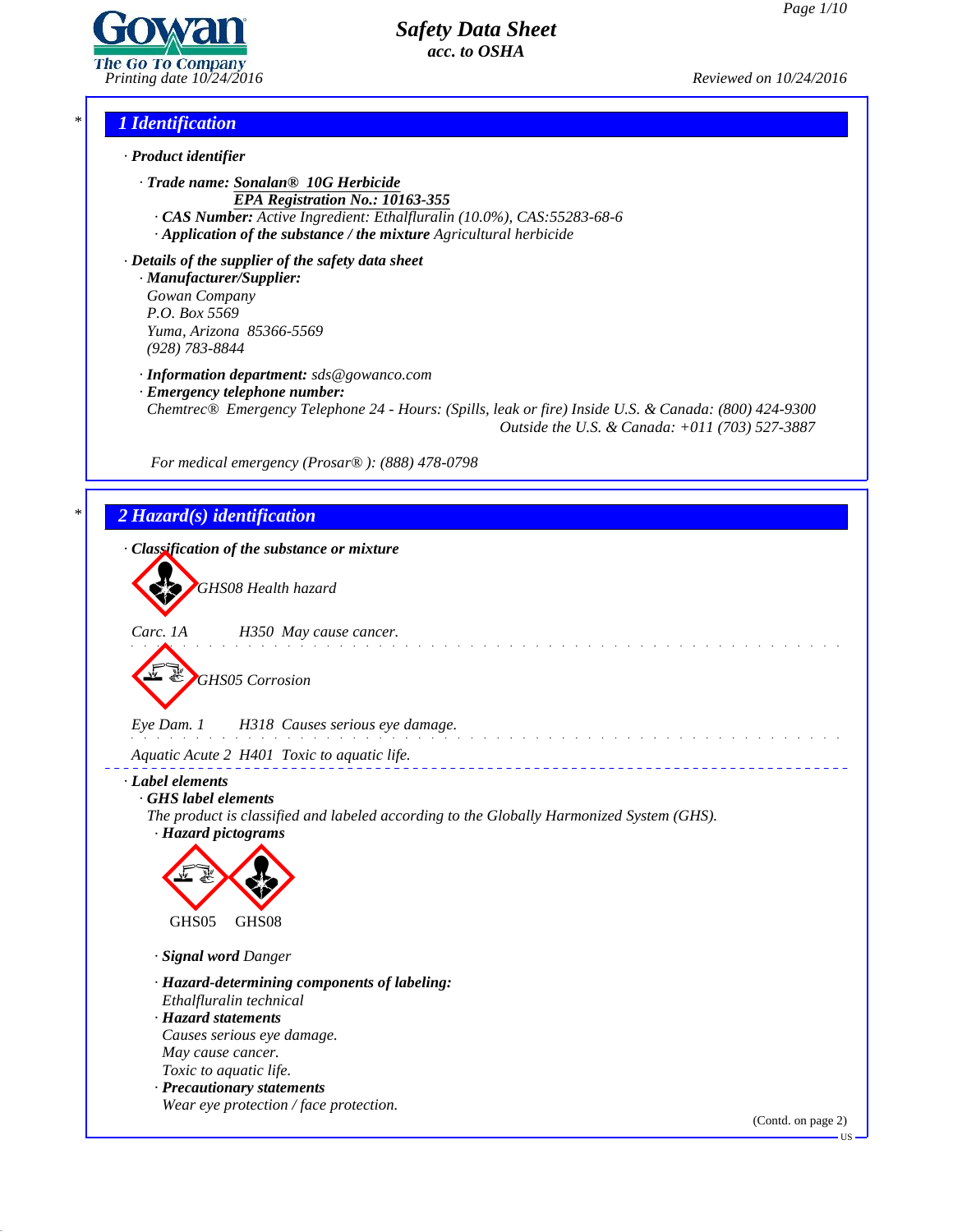# Safety Data Sheet
*acc. to OSHA*

Printing date 10/24/2016 | Reviewed on 10/24/2016

## 1 Identification

· **Product identifier**

· **Trade name:** Sonalan® 10G Herbicide
EPA Registration No.: 10163-355

· **CAS Number:** Active Ingredient: Ethalfluralin (10.0%), CAS:55283-68-6

· **Application of the substance / the mixture** Agricultural herbicide

· **Details of the supplier of the safety data sheet**

· **Manufacturer/Supplier:**
Gowan Company
P.O. Box 5569
Yuma, Arizona 85366-5569
(928) 783-8844

· **Information department:** sds@gowanco.com

· **Emergency telephone number:**
Chemtrec® Emergency Telephone 24 - Hours: (Spills, leak or fire) Inside U.S. & Canada: (800) 424-9300
Outside the U.S. & Canada: +011 (703) 527-3887

For medical emergency (Prosar® ): (888) 478-0798

## 2 Hazard(s) identification

· **Classification of the substance or mixture**

GHS08 Health hazard

Carc. 1A H350 May cause cancer.

GHS05 Corrosion

Eye Dam. 1 H318 Causes serious eye damage.

Aquatic Acute 2 H401 Toxic to aquatic life.

· **Label elements**

· **GHS label elements**
The product is classified and labeled according to the Globally Harmonized System (GHS).

· **Hazard pictograms**

GHS05 GHS08

· **Signal word** Danger

· **Hazard-determining components of labeling:**
Ethalfluralin technical

· **Hazard statements**
Causes serious eye damage.
May cause cancer.
Toxic to aquatic life.

· **Precautionary statements**
Wear eye protection / face protection.

(Contd. on page 2)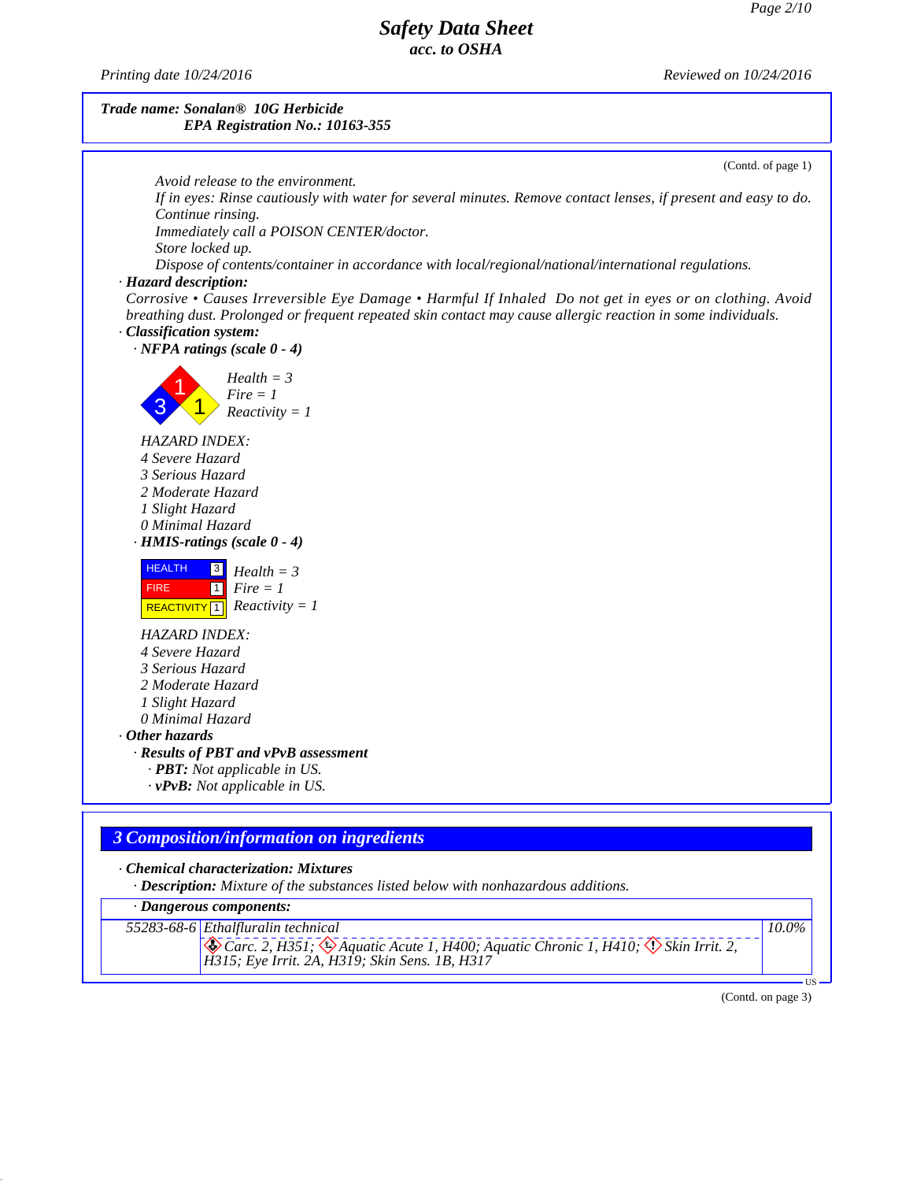*Safety Data Sheet*
*acc. to OSHA*

*Printing date 10/24/2016* *Reviewed on 10/24/2016*

***Trade name: Sonalan® 10G Herbicide***
***EPA Registration No.: 10163-355***

(Contd. of page 1)

*Avoid release to the environment.*
*If in eyes: Rinse cautiously with water for several minutes. Remove contact lenses, if present and easy to do. Continue rinsing.*
*Immediately call a POISON CENTER/doctor.*
*Store locked up.*
*Dispose of contents/container in accordance with local/regional/national/international regulations.*

· ***Hazard description:***
*Corrosive • Causes Irreversible Eye Damage • Harmful If Inhaled Do not get in eyes or on clothing. Avoid breathing dust. Prolonged or frequent repeated skin contact may cause allergic reaction in some individuals.*

· ***Classification system:***
· ***NFPA ratings (scale 0 - 4)***

*Health = 3*
*Fire = 1*
*Reactivity = 1*

*HAZARD INDEX:*
*4 Severe Hazard*
*3 Serious Hazard*
*2 Moderate Hazard*
*1 Slight Hazard*
*0 Minimal Hazard*

· ***HMIS-ratings (scale 0 - 4)***

| HEALTH | 3 |
|---|---|
| FIRE | 1 |
| REACTIVITY | 1 |

*Health = 3*
*Fire = 1*
*Reactivity = 1*

*HAZARD INDEX:*
*4 Severe Hazard*
*3 Serious Hazard*
*2 Moderate Hazard*
*1 Slight Hazard*
*0 Minimal Hazard*

· ***Other hazards***
· ***Results of PBT and vPvB assessment***
· ***PBT:*** *Not applicable in US.*
· ***vPvB:*** *Not applicable in US.*

## *3 Composition/information on ingredients*

· ***Chemical characterization: Mixtures***
· ***Description:*** *Mixture of the substances listed below with nonhazardous additions.*

| · ***Dangerous components:*** | | |
|---|---|---|
| *55283-68-6* | *Ethalfluralin technical*<br>*Carc. 2, H351; Aquatic Acute 1, H400; Aquatic Chronic 1, H410; Skin Irrit. 2, H315; Eye Irrit. 2A, H319; Skin Sens. 1B, H317* | *10.0%* |

(Contd. on page 3)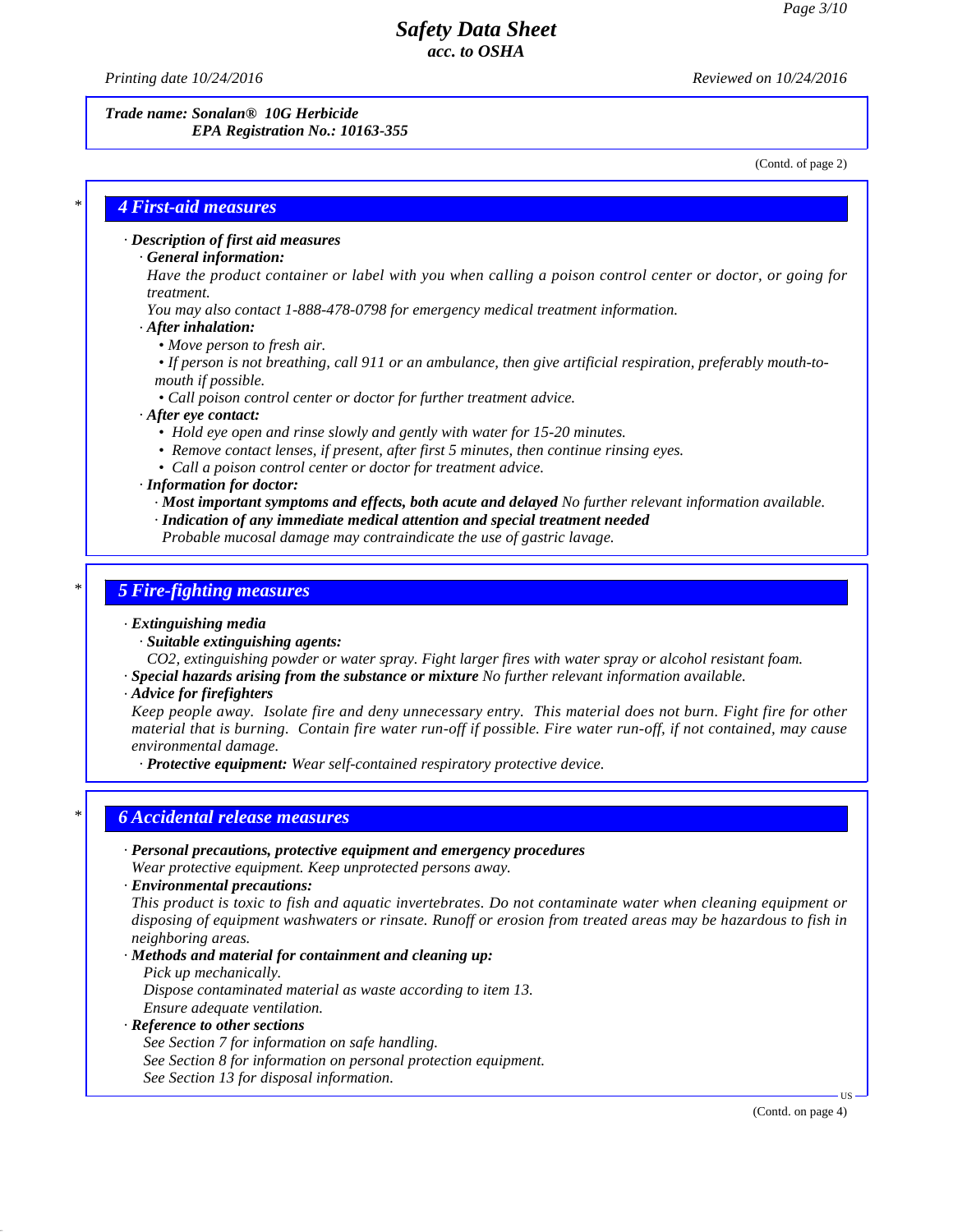Trade name: Sonalan® 10G Herbicide
EPA Registration No.: 10163-355

(Contd. of page 2)

## 4 First-aid measures

· **Description of first aid measures**
· **General information:**
Have the product container or label with you when calling a poison control center or doctor, or going for treatment.
You may also contact 1-888-478-0798 for emergency medical treatment information.
· **After inhalation:**
- Move person to fresh air.
- If person is not breathing, call 911 or an ambulance, then give artificial respiration, preferably mouth-to-mouth if possible.
- Call poison control center or doctor for further treatment advice.

· **After eye contact:**
- Hold eye open and rinse slowly and gently with water for 15-20 minutes.
- Remove contact lenses, if present, after first 5 minutes, then continue rinsing eyes.
- Call a poison control center or doctor for treatment advice.

· **Information for doctor:**
· **Most important symptoms and effects, both acute and delayed** No further relevant information available.
· **Indication of any immediate medical attention and special treatment needed**
Probable mucosal damage may contraindicate the use of gastric lavage.

## 5 Fire-fighting measures

· **Extinguishing media**
· **Suitable extinguishing agents:**
$CO_2$, extinguishing powder or water spray. Fight larger fires with water spray or alcohol resistant foam.
· **Special hazards arising from the substance or mixture** No further relevant information available.
· **Advice for firefighters**
Keep people away. Isolate fire and deny unnecessary entry. This material does not burn. Fight fire for other material that is burning. Contain fire water run-off if possible. Fire water run-off, if not contained, may cause environmental damage.
· **Protective equipment:** Wear self-contained respiratory protective device.

## 6 Accidental release measures

· **Personal precautions, protective equipment and emergency procedures**
Wear protective equipment. Keep unprotected persons away.
· **Environmental precautions:**
This product is toxic to fish and aquatic invertebrates. Do not contaminate water when cleaning equipment or disposing of equipment washwaters or rinsate. Runoff or erosion from treated areas may be hazardous to fish in neighboring areas.
· **Methods and material for containment and cleaning up:**
Pick up mechanically.
Dispose contaminated material as waste according to item 13.
Ensure adequate ventilation.
· **Reference to other sections**
See Section 7 for information on safe handling.
See Section 8 for information on personal protection equipment.
See Section 13 for disposal information.

(Contd. on page 4)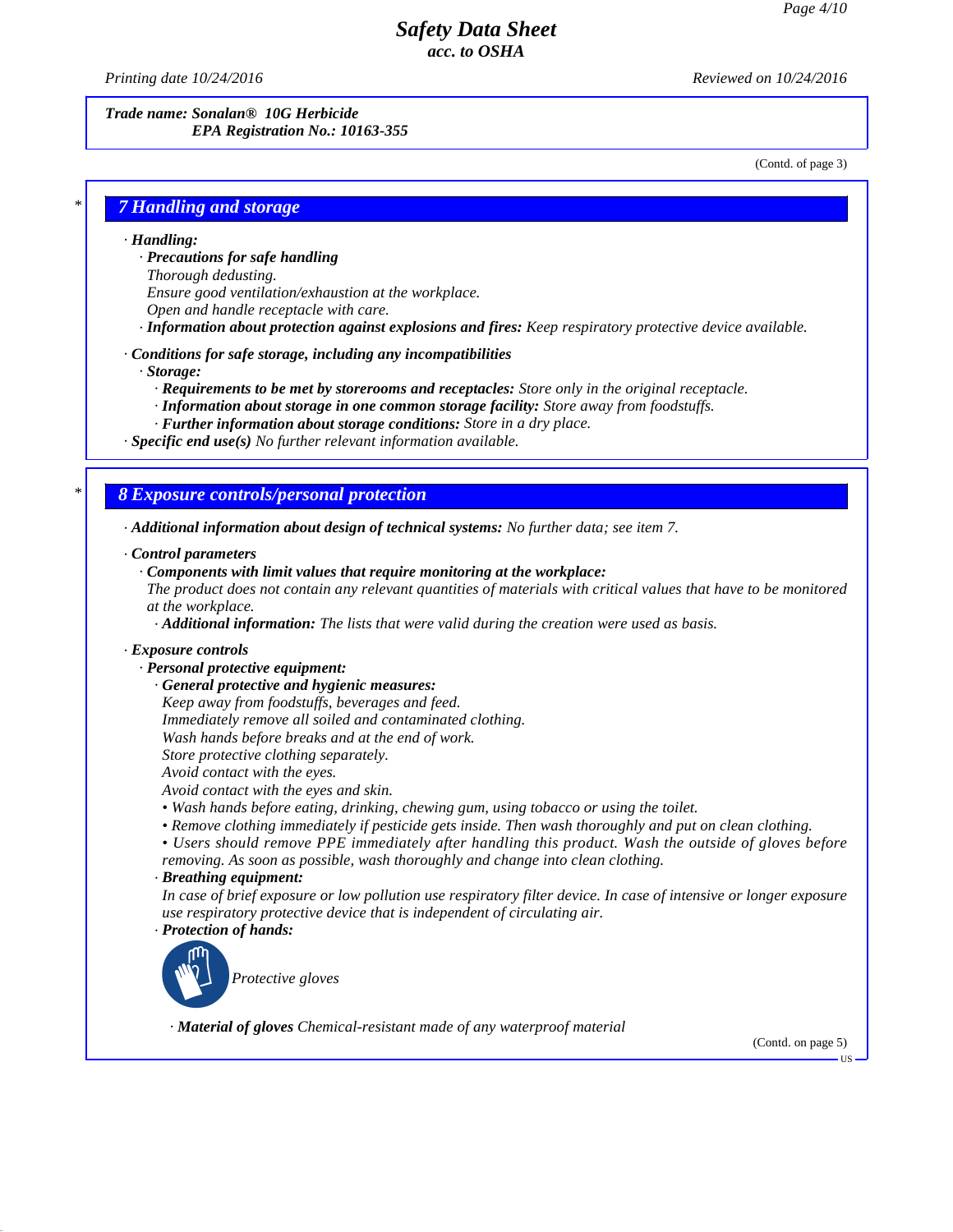**Trade name: Sonalan® 10G Herbicide**
**EPA Registration No.: 10163-355**

(Contd. of page 3)

## 7 Handling and storage

· **Handling:**
  · **Precautions for safe handling**
    Thorough dedusting.
    Ensure good ventilation/exhaustion at the workplace.
    Open and handle receptacle with care.
  · **Information about protection against explosions and fires:** Keep respiratory protective device available.

· **Conditions for safe storage, including any incompatibilities**
  · **Storage:**
    · **Requirements to be met by storerooms and receptacles:** Store only in the original receptacle.
    · **Information about storage in one common storage facility:** Store away from foodstuffs.
    · **Further information about storage conditions:** Store in a dry place.
· **Specific end use(s)** No further relevant information available.

## 8 Exposure controls/personal protection

· **Additional information about design of technical systems:** No further data; see item 7.

· **Control parameters**
  · **Components with limit values that require monitoring at the workplace:**
    The product does not contain any relevant quantities of materials with critical values that have to be monitored at the workplace.
    · **Additional information:** The lists that were valid during the creation were used as basis.

· **Exposure controls**
  · **Personal protective equipment:**
    · **General protective and hygienic measures:**
      Keep away from foodstuffs, beverages and feed.
      Immediately remove all soiled and contaminated clothing.
      Wash hands before breaks and at the end of work.
      Store protective clothing separately.
      Avoid contact with the eyes.
      Avoid contact with the eyes and skin.
      • Wash hands before eating, drinking, chewing gum, using tobacco or using the toilet.
      • Remove clothing immediately if pesticide gets inside. Then wash thoroughly and put on clean clothing.
      • Users should remove PPE immediately after handling this product. Wash the outside of gloves before removing. As soon as possible, wash thoroughly and change into clean clothing.
    · **Breathing equipment:**
      In case of brief exposure or low pollution use respiratory filter device. In case of intensive or longer exposure use respiratory protective device that is independent of circulating air.
    · **Protection of hands:**
      Protective gloves

    · **Material of gloves** Chemical-resistant made of any waterproof material

(Contd. on page 5)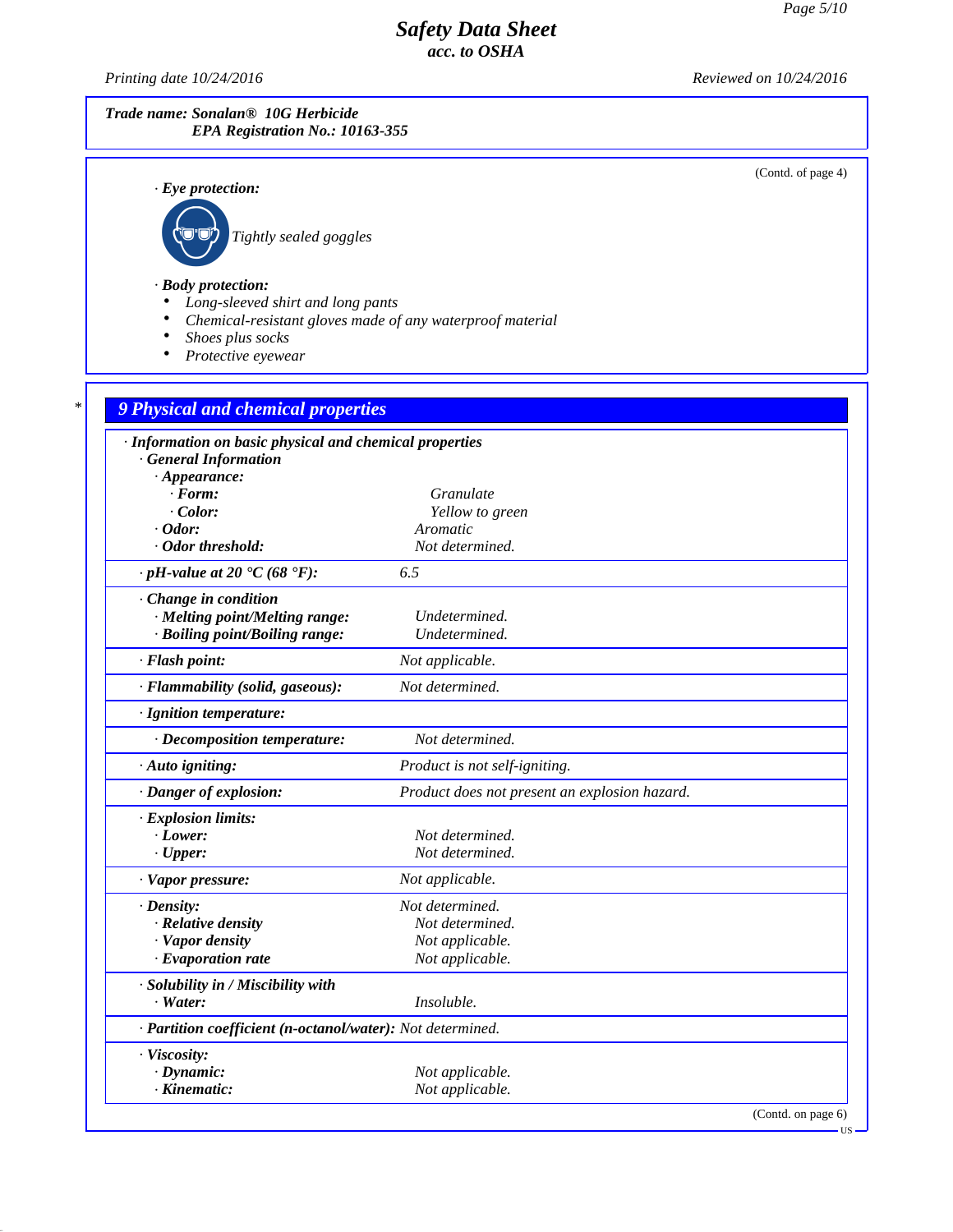**Trade name: Sonalan® 10G Herbicide**
**EPA Registration No.: 10163-355**

(Contd. of page 4)

· **Eye protection:**

Tightly sealed goggles

· **Body protection:**

- Long-sleeved shirt and long pants
- Chemical-resistant gloves made of any waterproof material
- Shoes plus socks
- Protective eyewear

## 9 Physical and chemical properties

· **Information on basic physical and chemical properties**

| Property | Value |
|---|---|
| · **General Information** | |
| · **Appearance:** | |
| · **Form:** | Granulate |
| · **Color:** | Yellow to green |
| · **Odor:** | Aromatic |
| · **Odor threshold:** | Not determined. |
| · **pH-value at 20 °C (68 °F):** | 6.5 |
| · **Change in condition** | |
| · **Melting point/Melting range:** | Undetermined. |
| · **Boiling point/Boiling range:** | Undetermined. |
| · **Flash point:** | Not applicable. |
| · **Flammability (solid, gaseous):** | Not determined. |
| · **Ignition temperature:** | |
| · **Decomposition temperature:** | Not determined. |
| · **Auto igniting:** | Product is not self-igniting. |
| · **Danger of explosion:** | Product does not present an explosion hazard. |
| · **Explosion limits:** | |
| · **Lower:** | Not determined. |
| · **Upper:** | Not determined. |
| · **Vapor pressure:** | Not applicable. |
| · **Density:** | Not determined. |
| · **Relative density** | Not determined. |
| · **Vapor density** | Not applicable. |
| · **Evaporation rate** | Not applicable. |
| · **Solubility in / Miscibility with** | |
| · **Water:** | Insoluble. |
| · **Partition coefficient (n-octanol/water):** | Not determined. |
| · **Viscosity:** | |
| · **Dynamic:** | Not applicable. |
| · **Kinematic:** | Not applicable. |

(Contd. on page 6)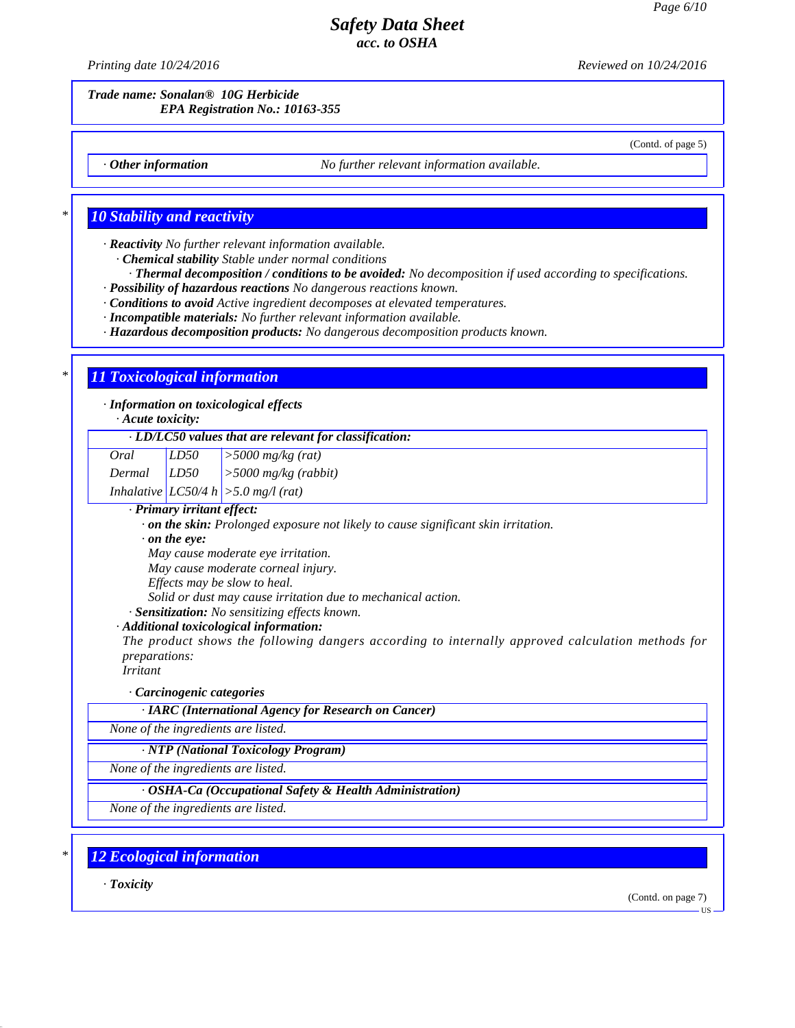**Trade name: Sonalan® 10G Herbicide**
**EPA Registration No.: 10163-355**

(Contd. of page 5)

· **Other information** No further relevant information available.

## 10 Stability and reactivity

· **Reactivity** No further relevant information available.
· **Chemical stability** Stable under normal conditions
· **Thermal decomposition / conditions to be avoided:** No decomposition if used according to specifications.
· **Possibility of hazardous reactions** No dangerous reactions known.
· **Conditions to avoid** Active ingredient decomposes at elevated temperatures.
· **Incompatible materials:** No further relevant information available.
· **Hazardous decomposition products:** No dangerous decomposition products known.

## 11 Toxicological information

· **Information on toxicological effects**
· **Acute toxicity:**

| · LD/LC50 values that are relevant for classification: | | |
|---|---|---|
| Oral | LD50 | >5000 mg/kg (rat) |
| Dermal | LD50 | >5000 mg/kg (rabbit) |
| Inhalative | LC50/4 h | >5.0 mg/l (rat) |

· **Primary irritant effect:**
· **on the skin:** Prolonged exposure not likely to cause significant skin irritation.
· **on the eye:**
May cause moderate eye irritation.
May cause moderate corneal injury.
Effects may be slow to heal.
Solid or dust may cause irritation due to mechanical action.
· **Sensitization:** No sensitizing effects known.
· **Additional toxicological information:**
The product shows the following dangers according to internally approved calculation methods for preparations:
Irritant

· **Carcinogenic categories**

| · IARC (International Agency for Research on Cancer) |
|---|
| None of the ingredients are listed. |

| · NTP (National Toxicology Program) |
|---|
| None of the ingredients are listed. |

| · OSHA-Ca (Occupational Safety & Health Administration) |
|---|
| None of the ingredients are listed. |

## 12 Ecological information

· **Toxicity**

(Contd. on page 7)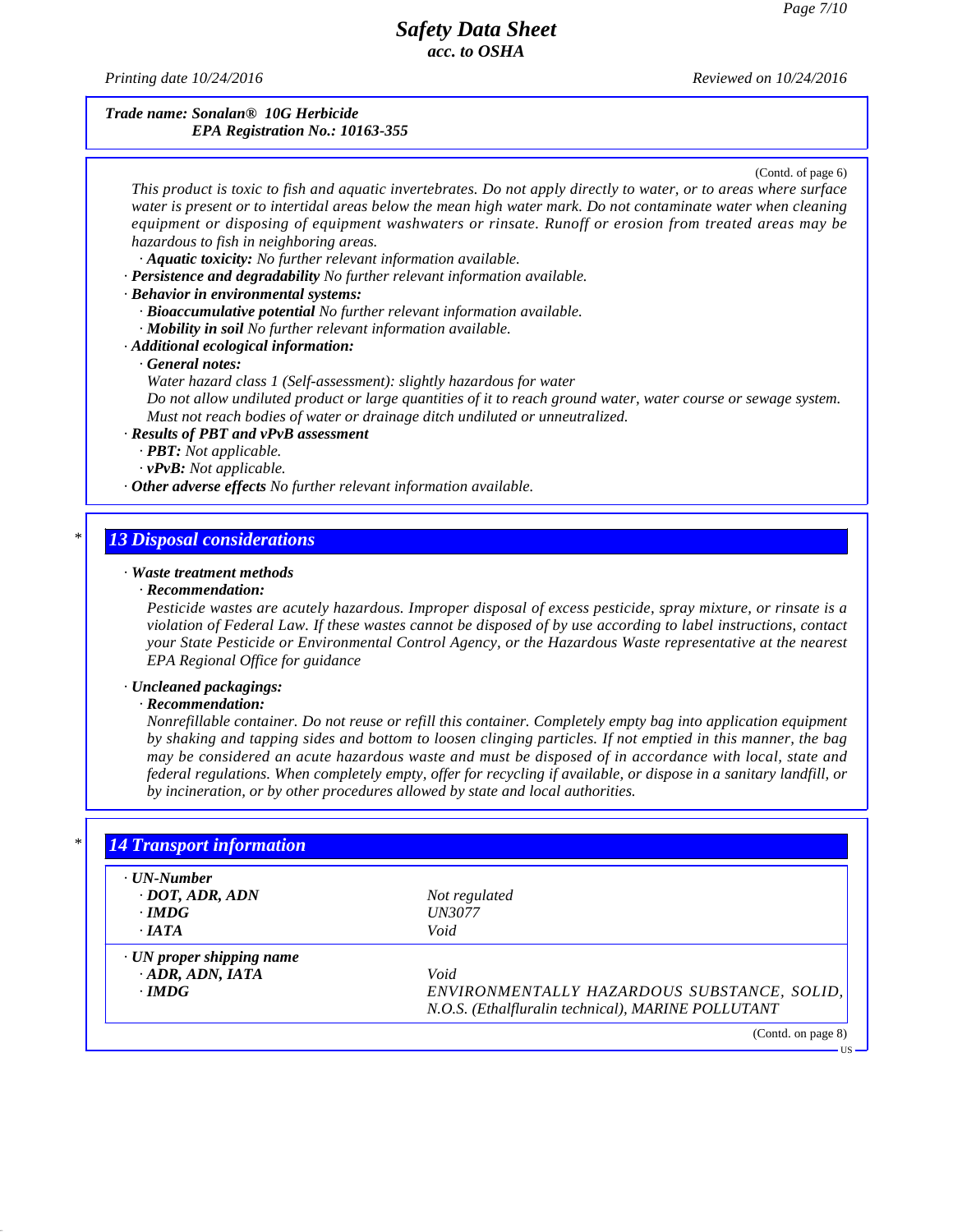Trade name: Sonalan® 10G Herbicide
EPA Registration No.: 10163-355

(Contd. of page 6)

*This product is toxic to fish and aquatic invertebrates. Do not apply directly to water, or to areas where surface water is present or to intertidal areas below the mean high water mark. Do not contaminate water when cleaning equipment or disposing of equipment washwaters or rinsate. Runoff or erosion from treated areas may be hazardous to fish in neighboring areas.*

- **Aquatic toxicity:** No further relevant information available.
- **Persistence and degradability** No further relevant information available.
- **Behavior in environmental systems:**
  - **Bioaccumulative potential** No further relevant information available.
  - **Mobility in soil** No further relevant information available.
- **Additional ecological information:**
  - **General notes:**
    Water hazard class 1 (Self-assessment): slightly hazardous for water
    Do not allow undiluted product or large quantities of it to reach ground water, water course or sewage system.
    Must not reach bodies of water or drainage ditch undiluted or unneutralized.
- **Results of PBT and vPvB assessment**
  - **PBT:** Not applicable.
  - **vPvB:** Not applicable.
- **Other adverse effects** No further relevant information available.

## 13 Disposal considerations

- **Waste treatment methods**
  - **Recommendation:**
    Pesticide wastes are acutely hazardous. Improper disposal of excess pesticide, spray mixture, or rinsate is a violation of Federal Law. If these wastes cannot be disposed of by use according to label instructions, contact your State Pesticide or Environmental Control Agency, or the Hazardous Waste representative at the nearest EPA Regional Office for guidance

- **Uncleaned packagings:**
  - **Recommendation:**
    Nonrefillable container. Do not reuse or refill this container. Completely empty bag into application equipment by shaking and tapping sides and bottom to loosen clinging particles. If not emptied in this manner, the bag may be considered an acute hazardous waste and must be disposed of in accordance with local, state and federal regulations. When completely empty, offer for recycling if available, or dispose in a sanitary landfill, or by incineration, or by other procedures allowed by state and local authorities.

## 14 Transport information

| | |
|---|---|
| **· UN-Number** | |
| **· DOT, ADR, ADN** | Not regulated |
| **· IMDG** | UN3077 |
| **· IATA** | Void |
| **· UN proper shipping name** | |
| **· ADR, ADN, IATA** | Void |
| **· IMDG** | ENVIRONMENTALLY HAZARDOUS SUBSTANCE, SOLID, N.O.S. (Ethalfluralin technical), MARINE POLLUTANT |

(Contd. on page 8)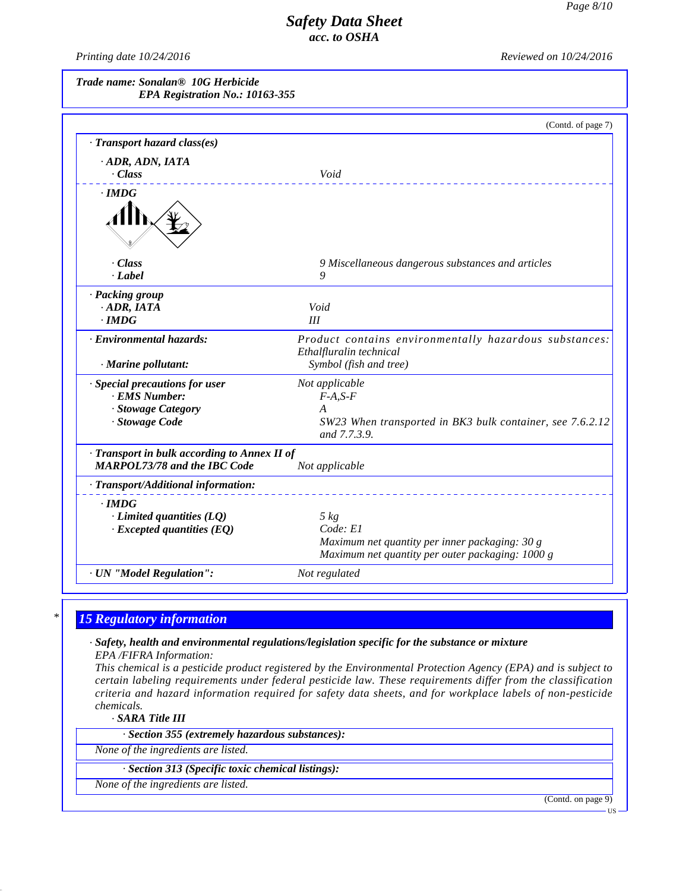**Trade name: Sonalan® 10G Herbicide**
**EPA Registration No.: 10163-355**

(Contd. of page 7)

· **Transport hazard class(es)**

· **ADR, ADN, IATA**
· **Class** — Void

· **IMDG**

· **Class** — 9 Miscellaneous dangerous substances and articles
· **Label** — 9

· **Packing group**
· **ADR, IATA** — Void
· **IMDG** — III

· **Environmental hazards:** — Product contains environmentally hazardous substances: Ethalfluralin technical
· **Marine pollutant:** — Symbol (fish and tree)

· **Special precautions for user** — Not applicable
· **EMS Number:** — F-A,S-F
· **Stowage Category** — A
· **Stowage Code** — SW23 When transported in BK3 bulk container, see 7.6.2.12 and 7.7.3.9.

· **Transport in bulk according to Annex II of MARPOL73/78 and the IBC Code** — Not applicable

· **Transport/Additional information:**

· **IMDG**
· **Limited quantities (LQ)** — 5 kg
· **Excepted quantities (EQ)** — Code: E1
Maximum net quantity per inner packaging: 30 g
Maximum net quantity per outer packaging: 1000 g

· **UN "Model Regulation":** — Not regulated

## 15 Regulatory information

· **Safety, health and environmental regulations/legislation specific for the substance or mixture**
EPA /FIFRA Information:
This chemical is a pesticide product registered by the Environmental Protection Agency (EPA) and is subject to certain labeling requirements under federal pesticide law. These requirements differ from the classification criteria and hazard information required for safety data sheets, and for workplace labels of non-pesticide chemicals.

· **SARA Title III**

· **Section 355 (extremely hazardous substances):**
None of the ingredients are listed.

· **Section 313 (Specific toxic chemical listings):**
None of the ingredients are listed.

(Contd. on page 9)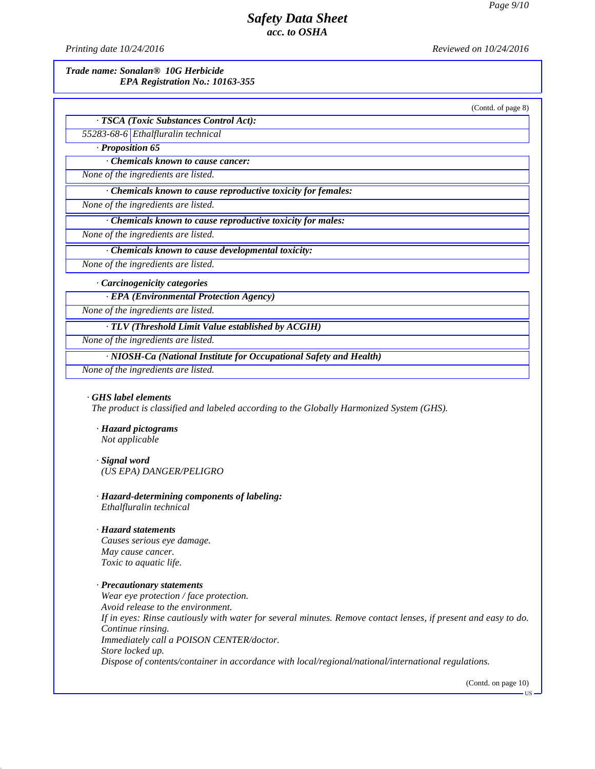*Trade name: Sonalan® 10G Herbicide*
*EPA Registration No.: 10163-355*

(Contd. of page 8)

· **TSCA (Toxic Substances Control Act):**

| | |
|---|---|
| 55283-68-6 | Ethalfluralin technical |

· **Proposition 65**

· **Chemicals known to cause cancer:**

None of the ingredients are listed.

· **Chemicals known to cause reproductive toxicity for females:**

None of the ingredients are listed.

· **Chemicals known to cause reproductive toxicity for males:**

None of the ingredients are listed.

· **Chemicals known to cause developmental toxicity:**

None of the ingredients are listed.

· **Carcinogenicity categories**

· **EPA (Environmental Protection Agency)**

None of the ingredients are listed.

· **TLV (Threshold Limit Value established by ACGIH)**

None of the ingredients are listed.

· **NIOSH-Ca (National Institute for Occupational Safety and Health)**

None of the ingredients are listed.

· **GHS label elements**

The product is classified and labeled according to the Globally Harmonized System (GHS).

· **Hazard pictograms**

Not applicable

· **Signal word**

(US EPA) DANGER/PELIGRO

· **Hazard-determining components of labeling:**

Ethalfluralin technical

· **Hazard statements**

Causes serious eye damage.
May cause cancer.
Toxic to aquatic life.

· **Precautionary statements**

Wear eye protection / face protection.
Avoid release to the environment.
If in eyes: Rinse cautiously with water for several minutes. Remove contact lenses, if present and easy to do. Continue rinsing.
Immediately call a POISON CENTER/doctor.
Store locked up.
Dispose of contents/container in accordance with local/regional/national/international regulations.

(Contd. on page 10)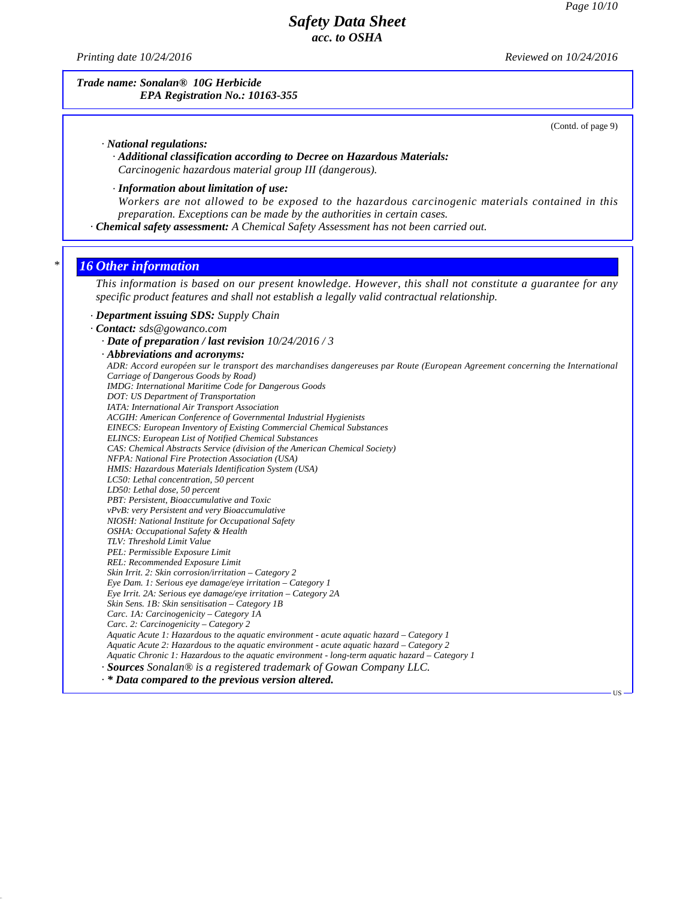*Trade name:* ***Sonalan® 10G Herbicide***
*EPA Registration No.: 10163-355*

(Contd. of page 9)

· ***National regulations:***
· ***Additional classification according to Decree on Hazardous Materials:***
*Carcinogenic hazardous material group III (dangerous).*

· ***Information about limitation of use:***
*Workers are not allowed to be exposed to the hazardous carcinogenic materials contained in this preparation. Exceptions can be made by the authorities in certain cases.*

· ***Chemical safety assessment:*** *A Chemical Safety Assessment has not been carried out.*

## * 16 Other information

*This information is based on our present knowledge. However, this shall not constitute a guarantee for any specific product features and shall not establish a legally valid contractual relationship.*

· ***Department issuing SDS:*** *Supply Chain*
· ***Contact:*** *sds@gowanco.com*
· ***Date of preparation / last revision*** *10/24/2016 / 3*
· ***Abbreviations and acronyms:***
*ADR: Accord européen sur le transport des marchandises dangereuses par Route (European Agreement concerning the International Carriage of Dangerous Goods by Road)*
*IMDG: International Maritime Code for Dangerous Goods*
*DOT: US Department of Transportation*
*IATA: International Air Transport Association*
*ACGIH: American Conference of Governmental Industrial Hygienists*
*EINECS: European Inventory of Existing Commercial Chemical Substances*
*ELINCS: European List of Notified Chemical Substances*
*CAS: Chemical Abstracts Service (division of the American Chemical Society)*
*NFPA: National Fire Protection Association (USA)*
*HMIS: Hazardous Materials Identification System (USA)*
*LC50: Lethal concentration, 50 percent*
*LD50: Lethal dose, 50 percent*
*PBT: Persistent, Bioaccumulative and Toxic*
*vPvB: very Persistent and very Bioaccumulative*
*NIOSH: National Institute for Occupational Safety*
*OSHA: Occupational Safety & Health*
*TLV: Threshold Limit Value*
*PEL: Permissible Exposure Limit*
*REL: Recommended Exposure Limit*
*Skin Irrit. 2: Skin corrosion/irritation – Category 2*
*Eye Dam. 1: Serious eye damage/eye irritation – Category 1*
*Eye Irrit. 2A: Serious eye damage/eye irritation – Category 2A*
*Skin Sens. 1B: Skin sensitisation – Category 1B*
*Carc. 1A: Carcinogenicity – Category 1A*
*Carc. 2: Carcinogenicity – Category 2*
*Aquatic Acute 1: Hazardous to the aquatic environment - acute aquatic hazard – Category 1*
*Aquatic Acute 2: Hazardous to the aquatic environment - acute aquatic hazard – Category 2*
*Aquatic Chronic 1: Hazardous to the aquatic environment - long-term aquatic hazard – Category 1*
· ***Sources*** *Sonalan® is a registered trademark of Gowan Company LLC.*
· ***\* Data compared to the previous version altered.***

US